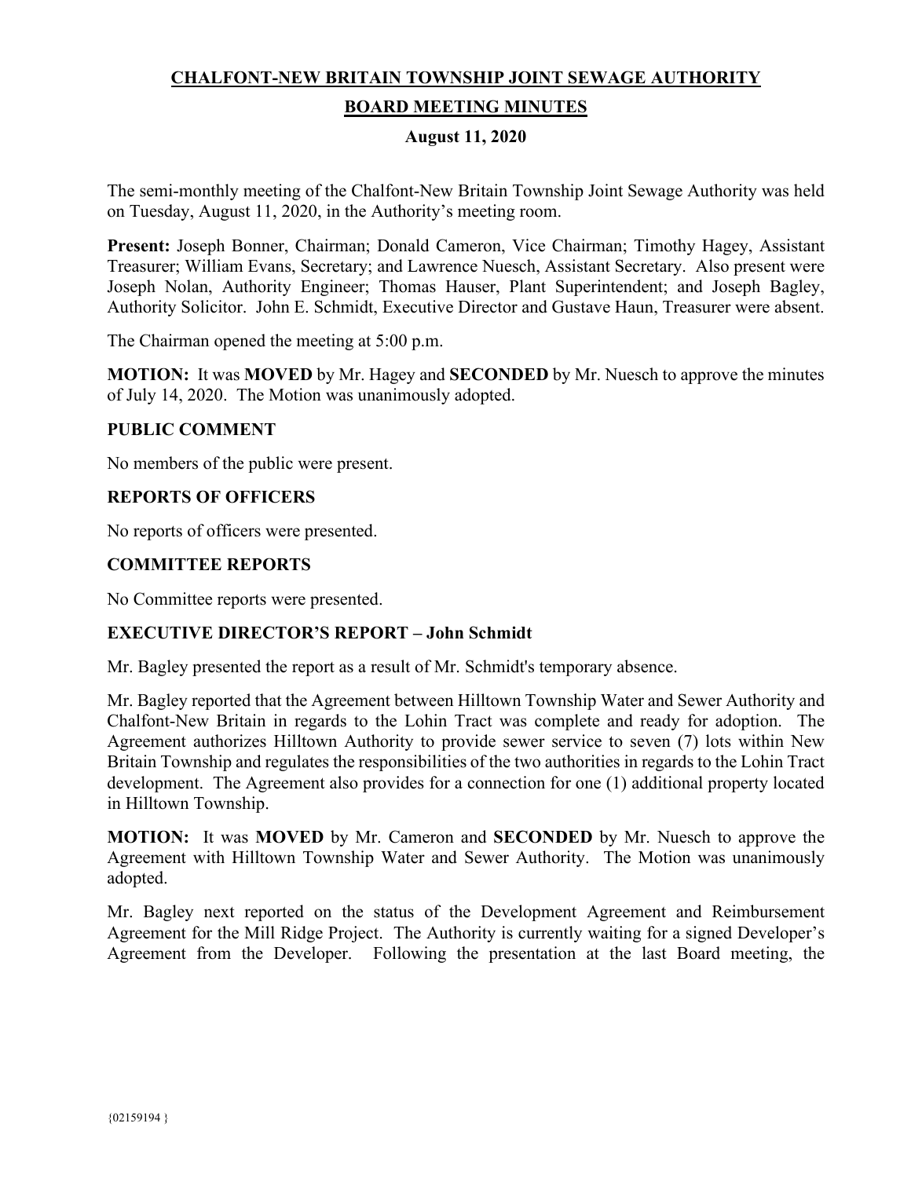# CHALFONT-NEW BRITAIN TOWNSHIP JOINT SEWAGE AUTHORITY

## BOARD MEETING MINUTES

### August 11, 2020

The semi-monthly meeting of the Chalfont-New Britain Township Joint Sewage Authority was held on Tuesday, August 11, 2020, in the Authority's meeting room.

**Present:** Joseph Bonner, Chairman; Donald Cameron, Vice Chairman; Timothy Hagey, Assistant Treasurer; William Evans, Secretary; and Lawrence Nuesch, Assistant Secretary. Also present were Joseph Nolan, Authority Engineer; Thomas Hauser, Plant Superintendent; and Joseph Bagley, Authority Solicitor. John E. Schmidt, Executive Director and Gustave Haun, Treasurer were absent.

The Chairman opened the meeting at 5:00 p.m.

**MOTION:** It was **MOVED** by Mr. Hagey and **SECONDED** by Mr. Nuesch to approve the minutes of July 14, 2020. The Motion was unanimously adopted.

### PUBLIC COMMENT

No members of the public were present.

### REPORTS OF OFFICERS

No reports of officers were presented.

### COMMITTEE REPORTS

No Committee reports were presented.

### EXECUTIVE DIRECTOR'S REPORT – John Schmidt

Mr. Bagley presented the report as a result of Mr. Schmidt's temporary absence.

Mr. Bagley reported that the Agreement between Hilltown Township Water and Sewer Authority and Chalfont-New Britain in regards to the Lohin Tract was complete and ready for adoption. The Agreement authorizes Hilltown Authority to provide sewer service to seven (7) lots within New Britain Township and regulates the responsibilities of the two authorities in regards to the Lohin Tract development. The Agreement also provides for a connection for one (1) additional property located in Hilltown Township.

**MOTION:** It was **MOVED** by Mr. Cameron and **SECONDED** by Mr. Nuesch to approve the Agreement with Hilltown Township Water and Sewer Authority. The Motion was unanimously adopted.

Mr. Bagley next reported on the status of the Development Agreement and Reimbursement Agreement for the Mill Ridge Project. The Authority is currently waiting for a signed Developer's Agreement from the Developer. Following the presentation at the last Board meeting, the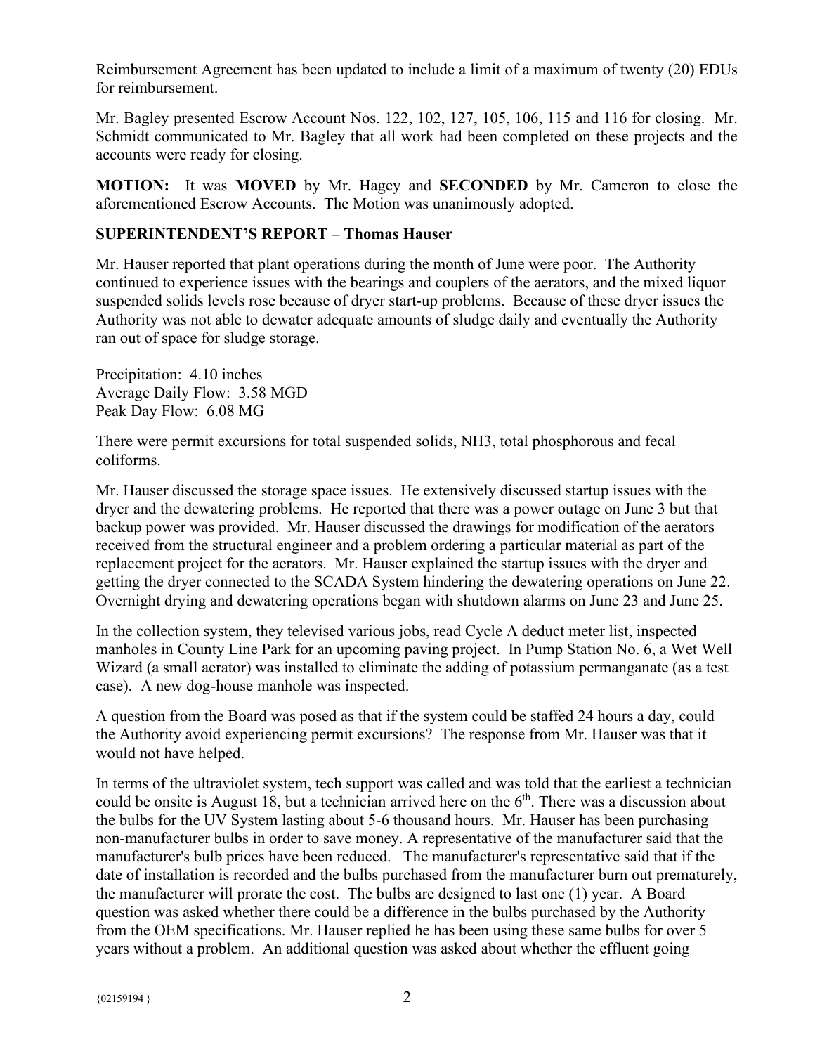Reimbursement Agreement has been updated to include a limit of a maximum of twenty (20) EDUs for reimbursement.

Mr. Bagley presented Escrow Account Nos. 122, 102, 127, 105, 106, 115 and 116 for closing. Mr. Schmidt communicated to Mr. Bagley that all work had been completed on these projects and the accounts were ready for closing.

**MOTION:** It was **MOVED** by Mr. Hagey and **SECONDED** by Mr. Cameron to close the aforementioned Escrow Accounts. The Motion was unanimously adopted.

**SUPERINTENDENT'S REPORT – Thomas Hauser**

Mr. Hauser reported that plant operations during the month of June were poor. The Authority continued to experience issues with the bearings and couplers of the aerators, and the mixed liquor suspended solids levels rose because of dryer start-up problems. Because of these dryer issues the Authority was not able to dewater adequate amounts of sludge daily and eventually the Authority ran out of space for sludge storage.

Precipitation: 4.10 inches
Average Daily Flow: 3.58 MGD
Peak Day Flow: 6.08 MG

There were permit excursions for total suspended solids, $NH_3$, total phosphorous and fecal coliforms.

Mr. Hauser discussed the storage space issues. He extensively discussed startup issues with the dryer and the dewatering problems. He reported that there was a power outage on June 3 but that backup power was provided. Mr. Hauser discussed the drawings for modification of the aerators received from the structural engineer and a problem ordering a particular material as part of the replacement project for the aerators. Mr. Hauser explained the startup issues with the dryer and getting the dryer connected to the SCADA System hindering the dewatering operations on June 22. Overnight drying and dewatering operations began with shutdown alarms on June 23 and June 25.

In the collection system, they televised various jobs, read Cycle A deduct meter list, inspected manholes in County Line Park for an upcoming paving project. In Pump Station No. 6, a Wet Well Wizard (a small aerator) was installed to eliminate the adding of potassium permanganate (as a test case). A new dog-house manhole was inspected.

A question from the Board was posed as that if the system could be staffed 24 hours a day, could the Authority avoid experiencing permit excursions? The response from Mr. Hauser was that it would not have helped.

In terms of the ultraviolet system, tech support was called and was told that the earliest a technician could be onsite is August 18, but a technician arrived here on the 6th. There was a discussion about the bulbs for the UV System lasting about 5-6 thousand hours. Mr. Hauser has been purchasing non-manufacturer bulbs in order to save money. A representative of the manufacturer said that the manufacturer's bulb prices have been reduced. The manufacturer's representative said that if the date of installation is recorded and the bulbs purchased from the manufacturer burn out prematurely, the manufacturer will prorate the cost. The bulbs are designed to last one (1) year. A Board question was asked whether there could be a difference in the bulbs purchased by the Authority from the OEM specifications. Mr. Hauser replied he has been using these same bulbs for over 5 years without a problem. An additional question was asked about whether the effluent going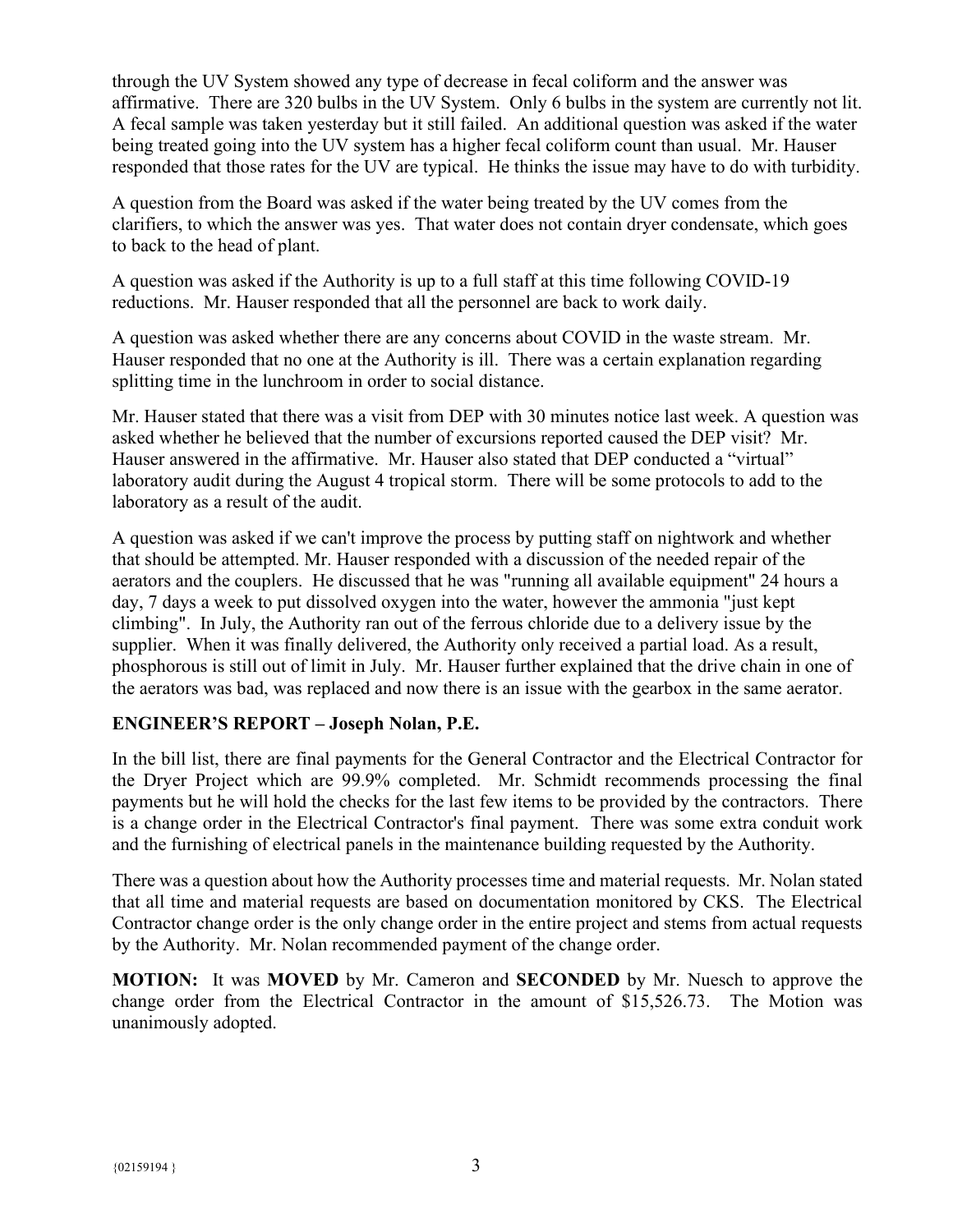through the UV System showed any type of decrease in fecal coliform and the answer was affirmative. There are 320 bulbs in the UV System. Only 6 bulbs in the system are currently not lit. A fecal sample was taken yesterday but it still failed. An additional question was asked if the water being treated going into the UV system has a higher fecal coliform count than usual. Mr. Hauser responded that those rates for the UV are typical. He thinks the issue may have to do with turbidity.

A question from the Board was asked if the water being treated by the UV comes from the clarifiers, to which the answer was yes. That water does not contain dryer condensate, which goes to back to the head of plant.

A question was asked if the Authority is up to a full staff at this time following COVID-19 reductions. Mr. Hauser responded that all the personnel are back to work daily.

A question was asked whether there are any concerns about COVID in the waste stream. Mr. Hauser responded that no one at the Authority is ill. There was a certain explanation regarding splitting time in the lunchroom in order to social distance.

Mr. Hauser stated that there was a visit from DEP with 30 minutes notice last week. A question was asked whether he believed that the number of excursions reported caused the DEP visit? Mr. Hauser answered in the affirmative. Mr. Hauser also stated that DEP conducted a "virtual" laboratory audit during the August 4 tropical storm. There will be some protocols to add to the laboratory as a result of the audit.

A question was asked if we can't improve the process by putting staff on nightwork and whether that should be attempted. Mr. Hauser responded with a discussion of the needed repair of the aerators and the couplers. He discussed that he was "running all available equipment" 24 hours a day, 7 days a week to put dissolved oxygen into the water, however the ammonia "just kept climbing". In July, the Authority ran out of the ferrous chloride due to a delivery issue by the supplier. When it was finally delivered, the Authority only received a partial load. As a result, phosphorous is still out of limit in July. Mr. Hauser further explained that the drive chain in one of the aerators was bad, was replaced and now there is an issue with the gearbox in the same aerator.

## ENGINEER'S REPORT – Joseph Nolan, P.E.

In the bill list, there are final payments for the General Contractor and the Electrical Contractor for the Dryer Project which are 99.9% completed. Mr. Schmidt recommends processing the final payments but he will hold the checks for the last few items to be provided by the contractors. There is a change order in the Electrical Contractor's final payment. There was some extra conduit work and the furnishing of electrical panels in the maintenance building requested by the Authority.

There was a question about how the Authority processes time and material requests. Mr. Nolan stated that all time and material requests are based on documentation monitored by CKS. The Electrical Contractor change order is the only change order in the entire project and stems from actual requests by the Authority. Mr. Nolan recommended payment of the change order.

**MOTION:** It was **MOVED** by Mr. Cameron and **SECONDED** by Mr. Nuesch to approve the change order from the Electrical Contractor in the amount of $15,526.73. The Motion was unanimously adopted.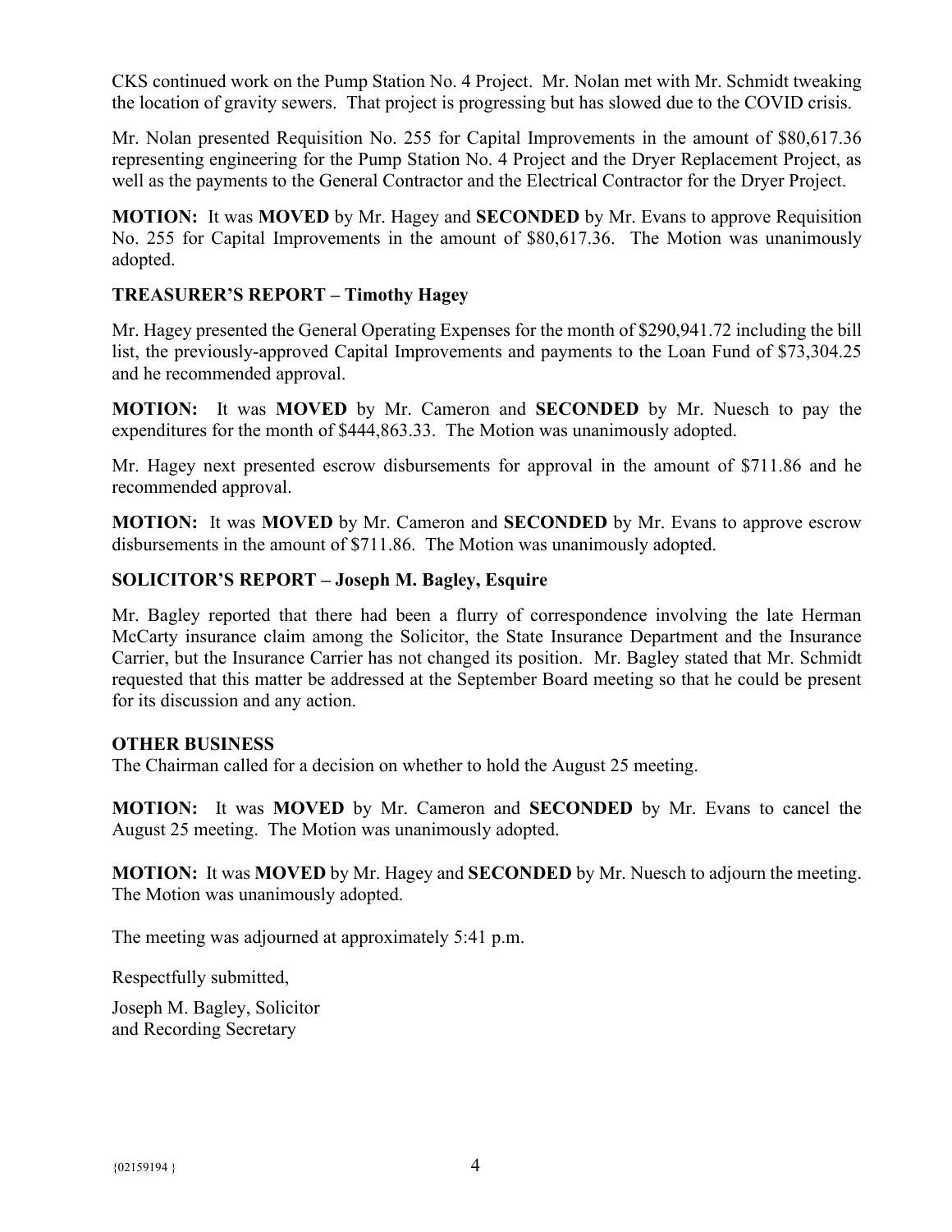CKS continued work on the Pump Station No. 4 Project. Mr. Nolan met with Mr. Schmidt tweaking the location of gravity sewers. That project is progressing but has slowed due to the COVID crisis.

Mr. Nolan presented Requisition No. 255 for Capital Improvements in the amount of $80,617.36 representing engineering for the Pump Station No. 4 Project and the Dryer Replacement Project, as well as the payments to the General Contractor and the Electrical Contractor for the Dryer Project.

**MOTION:** It was **MOVED** by Mr. Hagey and **SECONDED** by Mr. Evans to approve Requisition No. 255 for Capital Improvements in the amount of $80,617.36. The Motion was unanimously adopted.

**TREASURER'S REPORT – Timothy Hagey**

Mr. Hagey presented the General Operating Expenses for the month of $290,941.72 including the bill list, the previously-approved Capital Improvements and payments to the Loan Fund of $73,304.25 and he recommended approval.

**MOTION:** It was **MOVED** by Mr. Cameron and **SECONDED** by Mr. Nuesch to pay the expenditures for the month of $444,863.33. The Motion was unanimously adopted.

Mr. Hagey next presented escrow disbursements for approval in the amount of $711.86 and he recommended approval.

**MOTION:** It was **MOVED** by Mr. Cameron and **SECONDED** by Mr. Evans to approve escrow disbursements in the amount of $711.86. The Motion was unanimously adopted.

**SOLICITOR'S REPORT – Joseph M. Bagley, Esquire**

Mr. Bagley reported that there had been a flurry of correspondence involving the late Herman McCarty insurance claim among the Solicitor, the State Insurance Department and the Insurance Carrier, but the Insurance Carrier has not changed its position. Mr. Bagley stated that Mr. Schmidt requested that this matter be addressed at the September Board meeting so that he could be present for its discussion and any action.

**OTHER BUSINESS**

The Chairman called for a decision on whether to hold the August 25 meeting.

**MOTION:** It was **MOVED** by Mr. Cameron and **SECONDED** by Mr. Evans to cancel the August 25 meeting. The Motion was unanimously adopted.

**MOTION:** It was **MOVED** by Mr. Hagey and **SECONDED** by Mr. Nuesch to adjourn the meeting. The Motion was unanimously adopted.

The meeting was adjourned at approximately 5:41 p.m.

Respectfully submitted,

Joseph M. Bagley, Solicitor
and Recording Secretary